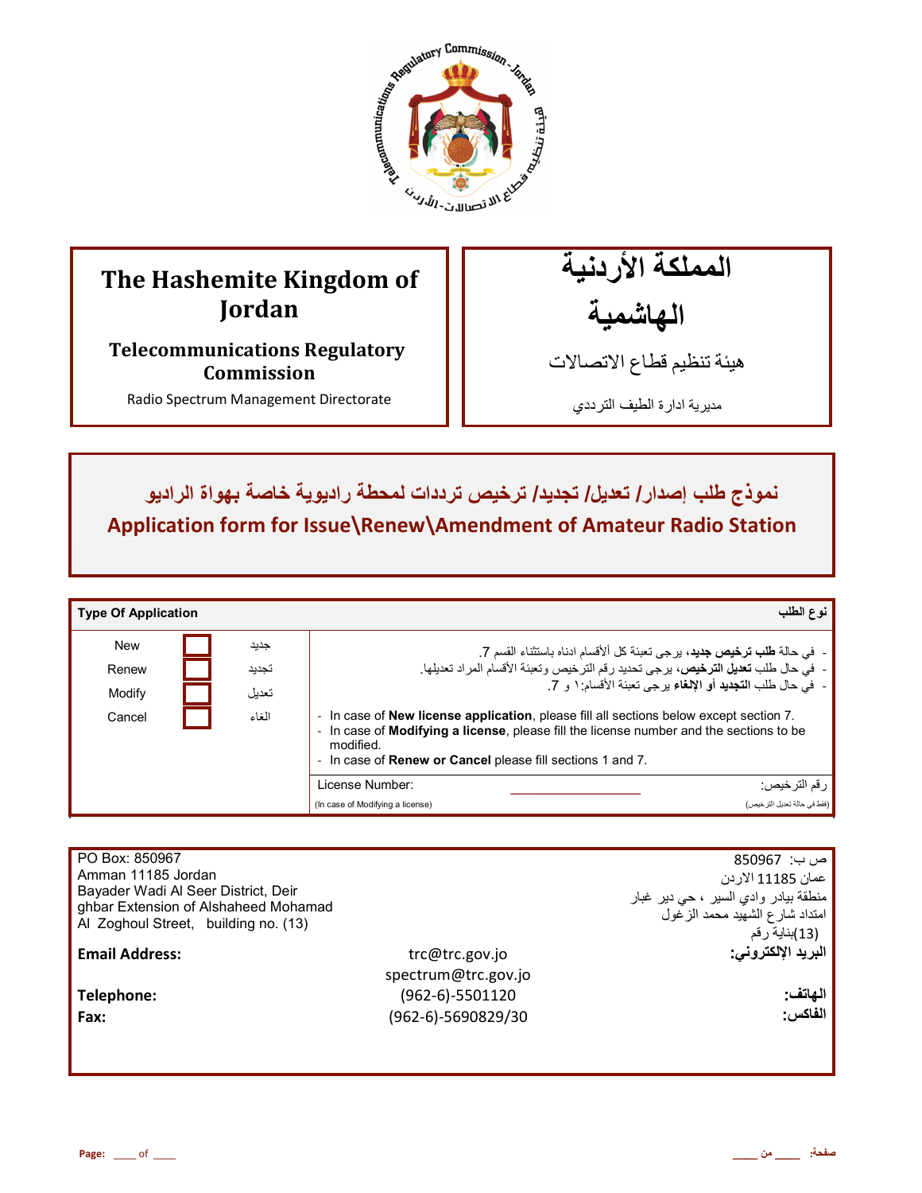Telecommunications Regulatory Commission - Jordan
هيئة تنظيم قطاع الاتصالات - الأردن

| The Hashemite Kingdom of Jordan | المملكة الأردنية الهاشمية |
| --- | --- |
| **Telecommunications Regulatory Commission** | هيئة تنظيم قطاع الاتصالات |
| Radio Spectrum Management Directorate | مديرية ادارة الطيف الترددي |

# نموذج طلب إصدار/ تعديل/ تجديد/ ترخيص ترددات لمحطة راديوية خاصة بهواة الراديو

# Application form for Issue\Renew\Amendment of Amateur Radio Station

| **Type Of Application** | | | **نوع الطلب** |
| --- | --- | --- | --- |
| New | ☐ | جديد | - في حالة **طلب ترخيص جديد**، يرجى تعبئة كل ألأقسام ادناه باستثناء القسم 7. |
| Renew | ☐ | تجديد | - في حال طلب **تعديل الترخيص**، يرجى تحديد رقم الترخيص وتعبئة الأقسام المراد تعديلها. |
| Modify | ☐ | تعديل | - في حال طلب **التجديد أو الإلغاء** يرجى تعبئة الأقسام:١ و 7. |
| Cancel | ☐ | الغاء | - In case of **New license application**, please fill all sections below except section 7.<br>- In case of **Modifying a license**, please fill the license number and the sections to be modified.<br>- In case of **Renew or Cancel** please fill sections 1 and 7. |
| | | | License Number: ____________________ رقم الترخيص:<br>(In case of Modifying a license) (فقط في حالة تعديل الترخيص) |

PO Box: 850967
Amman 11185 Jordan
Bayader Wadi Al Seer District, Deir ghbar Extension of Alshaheed Mohamad Al Zoghoul Street, building no. (13)

ص ب: 850967
عمان 11185 الاردن
منطقة بيادر وادي السير ، حي دير غبار
امتداد شارع الشهيد محمد الزغول
(13)بناية رقم

| | | |
| --- | --- | --- |
| **Email Address:** | trc@trc.gov.jo<br>spectrum@trc.gov.jo | **البريد الإلكتروني:** |
| **Telephone:** | (962-6)-5501120 | **الهاتف:** |
| **Fax:** | (962-6)-5690829/30 | **الفاكس:** |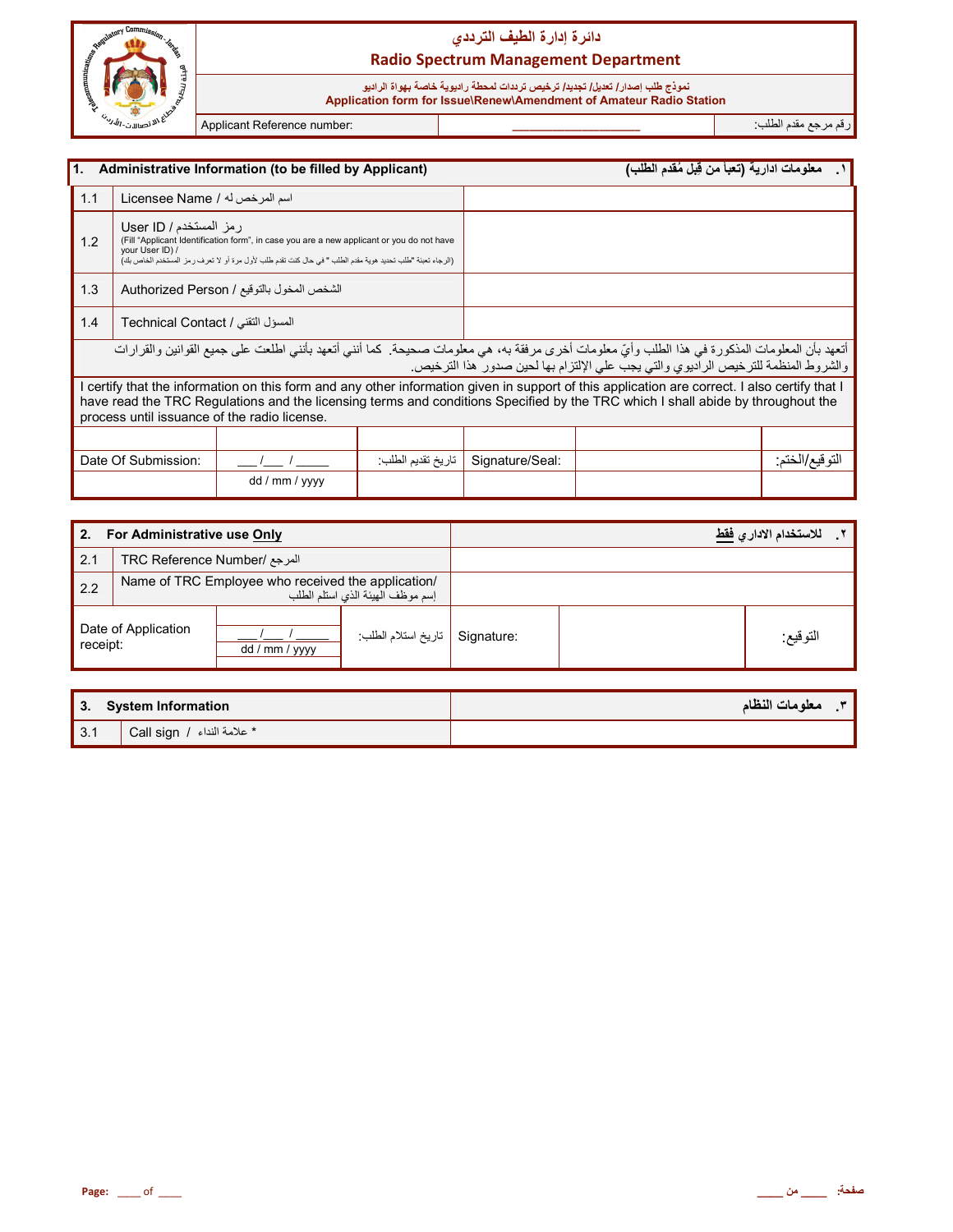# دائرة إدارة الطيف الترددي
# Radio Spectrum Management Department

نموذج طلب إصدار/ تعديل/ تجديد/ ترخيص ترددات لمحطة راديوية خاصة بهواة الراديو
**Application form for Issue\Renew\Amendment of Amateur Radio Station**

| Applicant Reference number: | ____________________ | رقم مرجع مقدم الطلب: |
|---|---|---|

| 1. Administrative Information (to be filled by Applicant) | | ١. معلومات ادارية (تعبأ من قِبل مُقدم الطلب) |
|---|---|---|
| 1.1 | Licensee Name / اسم المرخص له | |
| 1.2 | User ID / رمز المستخدم (Fill "Applicant Identification form", in case you are a new applicant or you do not have your User ID) / (الرجاء تعبئة "طلب تحديد هوية مقدم الطلب " في حال كنت تقدم طلب لأول مرة أو لا تعرف رمز المستخدم الخاص بك) | |
| 1.3 | Authorized Person / الشخص المخول بالتوقيع | |
| 1.4 | Technical Contact / المسؤل التقني | |

أتعهد بأن المعلومات المذكورة في هذا الطلب وأيّ معلومات أخرى مرفقة به، هي معلومات صحيحة. كما أنني أتعهد بأنني اطلعت على جميع القوانين والقرارات والشروط المنظمة للترخيص الراديوي والتي يجب علي الإلتزام بها لحين صدور هذا الترخيص.

I certify that the information on this form and any other information given in support of this application are correct. I also certify that I have read the TRC Regulations and the licensing terms and conditions Specified by the TRC which I shall abide by throughout the process until issuance of the radio license.

| Date Of Submission: | ___ /___ / _____ dd / mm / yyyy | تاريخ تقديم الطلب: | Signature/Seal: | | التوقيع/الختم: |
|---|---|---|---|---|---|

| 2. For Administrative use **Only** | | ٢. للاستخدام الاداري **فقط** |
|---|---|---|
| 2.1 | TRC Reference Number/ المرجع | |
| 2.2 | Name of TRC Employee who received the application/ إسم موظف الهيئة الذي استلم الطلب | |

| Date of Application receipt: | ___ /___ / _____ dd / mm / yyyy | تاريخ استلام الطلب: | Signature: | | التوقيع: |
|---|---|---|---|---|---|

| 3. System Information | | ٣. معلومات النظام |
|---|---|---|
| 3.1 | Call sign / علامة النداء * | |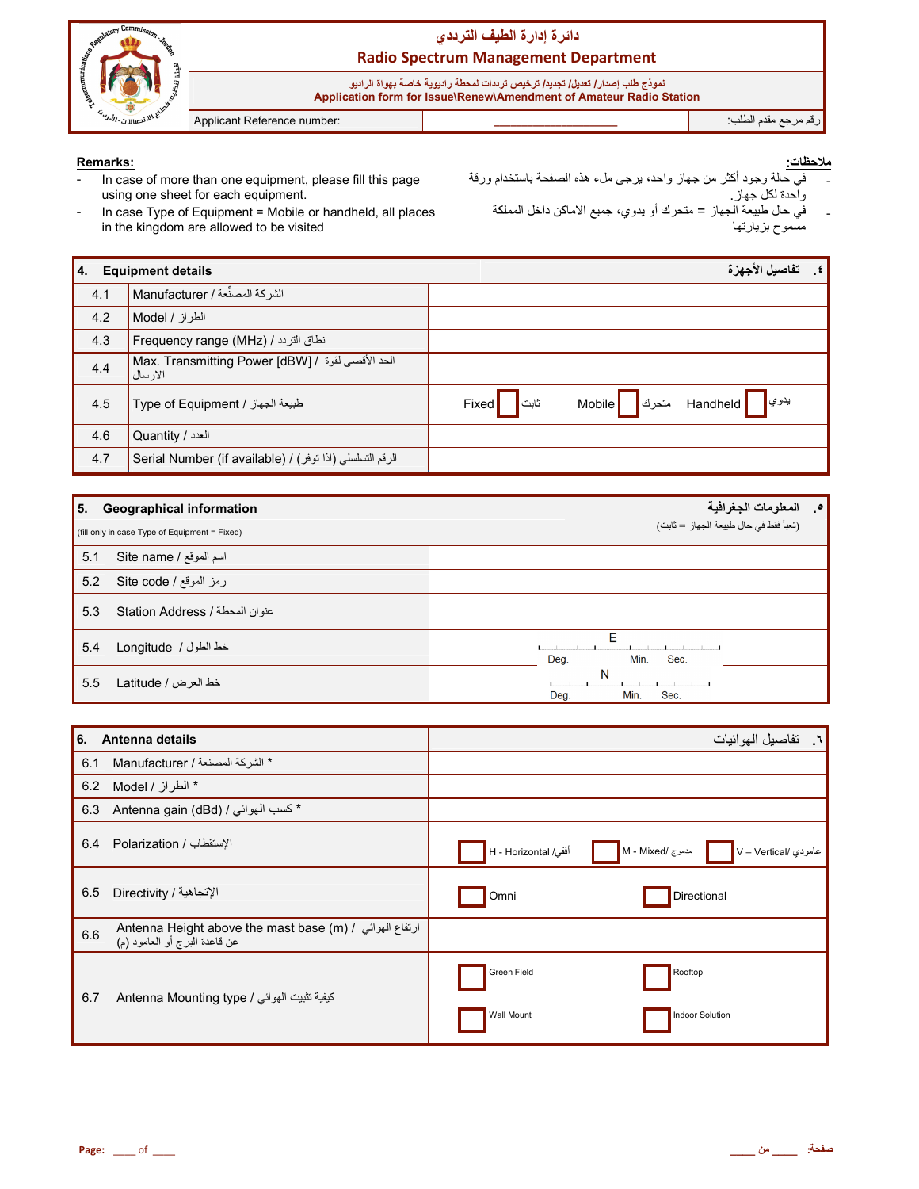# دائرة إدارة الطيف الترددي
# Radio Spectrum Management Department

نموذج طلب إصدار/ تعديل/ تجديد/ ترخيص ترددات لمحطة راديوية خاصة بهواة الراديو
**Application form for Issue\Renew\Amendment of Amateur Radio Station**

| Applicant Reference number: | ____________________ | رقم مرجع مقدم الطلب: |
|---|---|---|

**Remarks:**

- In case of more than one equipment, please fill this page using one sheet for each equipment.
- In case Type of Equipment = Mobile or handheld, all places in the kingdom are allowed to be visited

**ملاحظات:**

- في حالة وجود أكثر من جهاز واحد، يرجى ملء هذه الصفحة باستخدام ورقة واحدة لكل جهاز.
- في حال طبيعة الجهاز = متحرك أو يدوي، جميع الاماكن داخل المملكة مسموح بزيارتها

| 4. Equipment details | ٤. تفاصيل الأجهزة |
|---|---|
| 4.1 Manufacturer / الشركة المصنِّعة | |
| 4.2 Model / الطراز | |
| 4.3 Frequency range (MHz) / نطاق التردد | |
| 4.4 Max. Transmitting Power [dBW] / الحد الأقصى لقوة الارسال | |
| 4.5 Type of Equipment / طبيعة الجهاز | Fixed ☐ ثابت   Mobile ☐ متحرك   Handheld ☐ يدوي |
| 4.6 Quantity / العدد | |
| 4.7 Serial Number (if available) / الرقم التسلسلي (اذا توفر) | |

| 5. Geographical information (fill only in case Type of Equipment = Fixed) | ٥. المعلومات الجغرافية (تعبأ فقط في حال طبيعة الجهاز = ثابت) |
|---|---|
| 5.1 Site name / اسم الموقع | |
| 5.2 Site code / رمز الموقع | |
| 5.3 Station Address / عنوان المحطة | |
| 5.4 Longitude / خط الطول | E ___ Deg. ___ Min. ___ Sec. |
| 5.5 Latitude / خط العرض | N ___ Deg. ___ Min. ___ Sec. |

| 6. Antenna details | ٦. تفاصيل الهوائيات |
|---|---|
| 6.1 Manufacturer / الشركة المصنعة * | |
| 6.2 Model / الطراز * | |
| 6.3 Antenna gain (dBd) / كسب الهوائي * | |
| 6.4 Polarization / الإستقطاب | ☐ H - Horizontal /أفقي   ☐ M - Mixed/ ممزوج   ☐ V – Vertical/ عامودي |
| 6.5 Directivity / الإتجاهية | ☐ Omni   ☐ Directional |
| 6.6 Antenna Height above the mast base (m) / ارتفاع الهوائي عن قاعدة البرج أو العامود (م) | |
| 6.7 Antenna Mounting type / كيفية تثبيت الهوائي | ☐ Green Field   ☐ Rooftop   ☐ Wall Mount   ☐ Indoor Solution |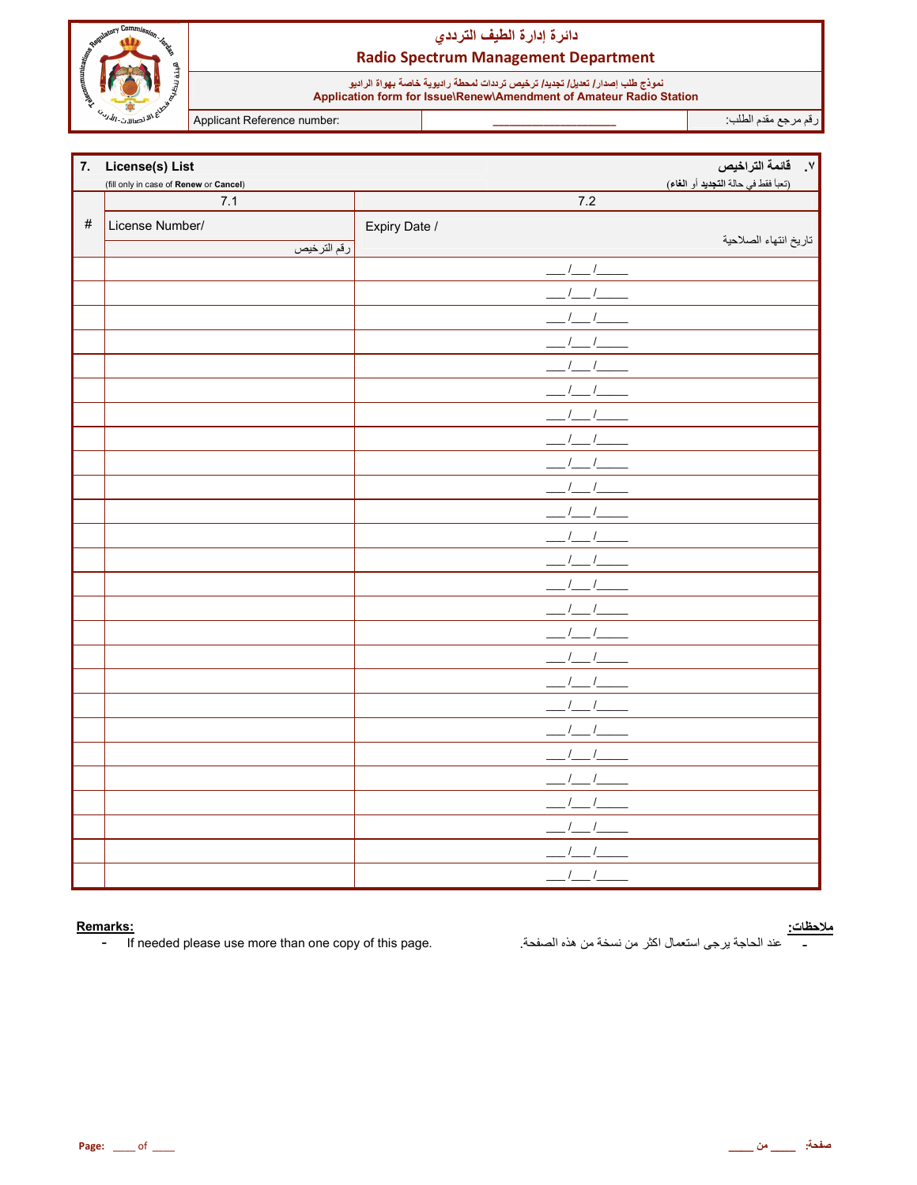# دائرة إدارة الطيف الترددي

## Radio Spectrum Management Department

نموذج طلب إصدار/ تعديل/ تجديد/ ترخيص ترددات لمحطة راديوية خاصة بهواة الراديو
**Application form for Issue\Renew\Amendment of Amateur Radio Station**

| Applicant Reference number: | ___________________ | رقم مرجع مقدم الطلب: |
|---|---|---|

## 7. License(s) List — قائمة التراخيص .٧

(fill only in case of **Renew** or **Cancel**) — (تعبأ فقط في حالة **التجديد** أو **الغاء**)

| # | 7.1<br>License Number/ رقم الترخيص | 7.2<br>Expiry Date / تاريخ انتهاء الصلاحية |
|---|---|---|
| | | ___/___/_____ |
| | | ___/___/_____ |
| | | ___/___/_____ |
| | | ___/___/_____ |
| | | ___/___/_____ |
| | | ___/___/_____ |
| | | ___/___/_____ |
| | | ___/___/_____ |
| | | ___/___/_____ |
| | | ___/___/_____ |
| | | ___/___/_____ |
| | | ___/___/_____ |
| | | ___/___/_____ |
| | | ___/___/_____ |
| | | ___/___/_____ |
| | | ___/___/_____ |
| | | ___/___/_____ |
| | | ___/___/_____ |
| | | ___/___/_____ |
| | | ___/___/_____ |
| | | ___/___/_____ |
| | | ___/___/_____ |
| | | ___/___/_____ |
| | | ___/___/_____ |
| | | ___/___/_____ |
| | | ___/___/_____ |

**Remarks:**

- If needed please use more than one copy of this page.

**ملاحظات:**

- عند الحاجة يرجى استعمال اكثر من نسخة من هذه الصفحة.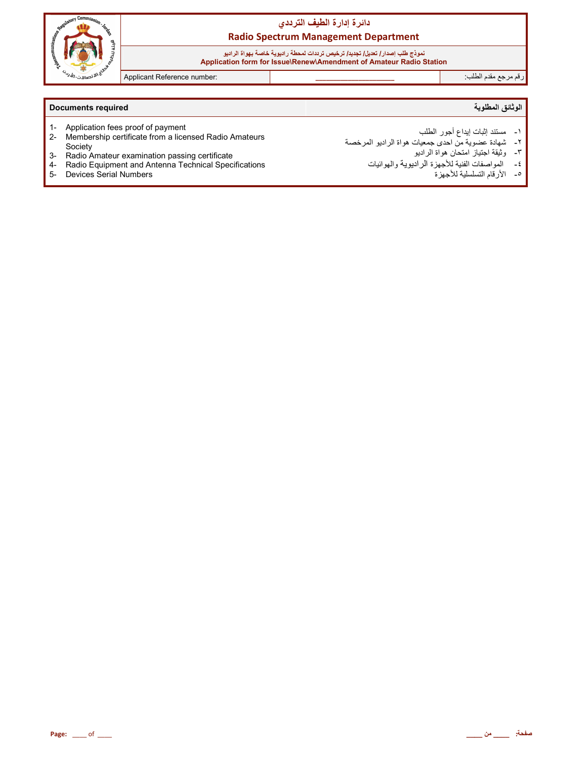# دائرة إدارة الطيف الترددي
# Radio Spectrum Management Department

**نموذج طلب إصدار/ تعديل/ تجديد/ ترخيص ترددات لمحطة راديوية خاصة بهواة الراديو**
**Application form for Issue\Renew\Amendment of Amateur Radio Station**

| Applicant Reference number: | ____________________ | رقم مرجع مقدم الطلب: |
|---|---|---|

| Documents required | الوثائق المطلوبة |
|---|---|
| 1- Application fees proof of payment<br>2- Membership certificate from a licensed Radio Amateurs Society<br>3- Radio Amateur examination passing certificate<br>4- Radio Equipment and Antenna Technical Specifications<br>5- Devices Serial Numbers | ١- مستند إثبات إيداع أجور الطلب<br>٢- شهادة عضوية من احدى جمعيات هواة الراديو المرخصة<br>٣- وثيقة اجتياز امتحان هواة الراديو<br>٤- المواصفات الفنية للأجهزة الراديوية والهوائيات<br>٥- الأرقام التسلسلية للأجهزة |